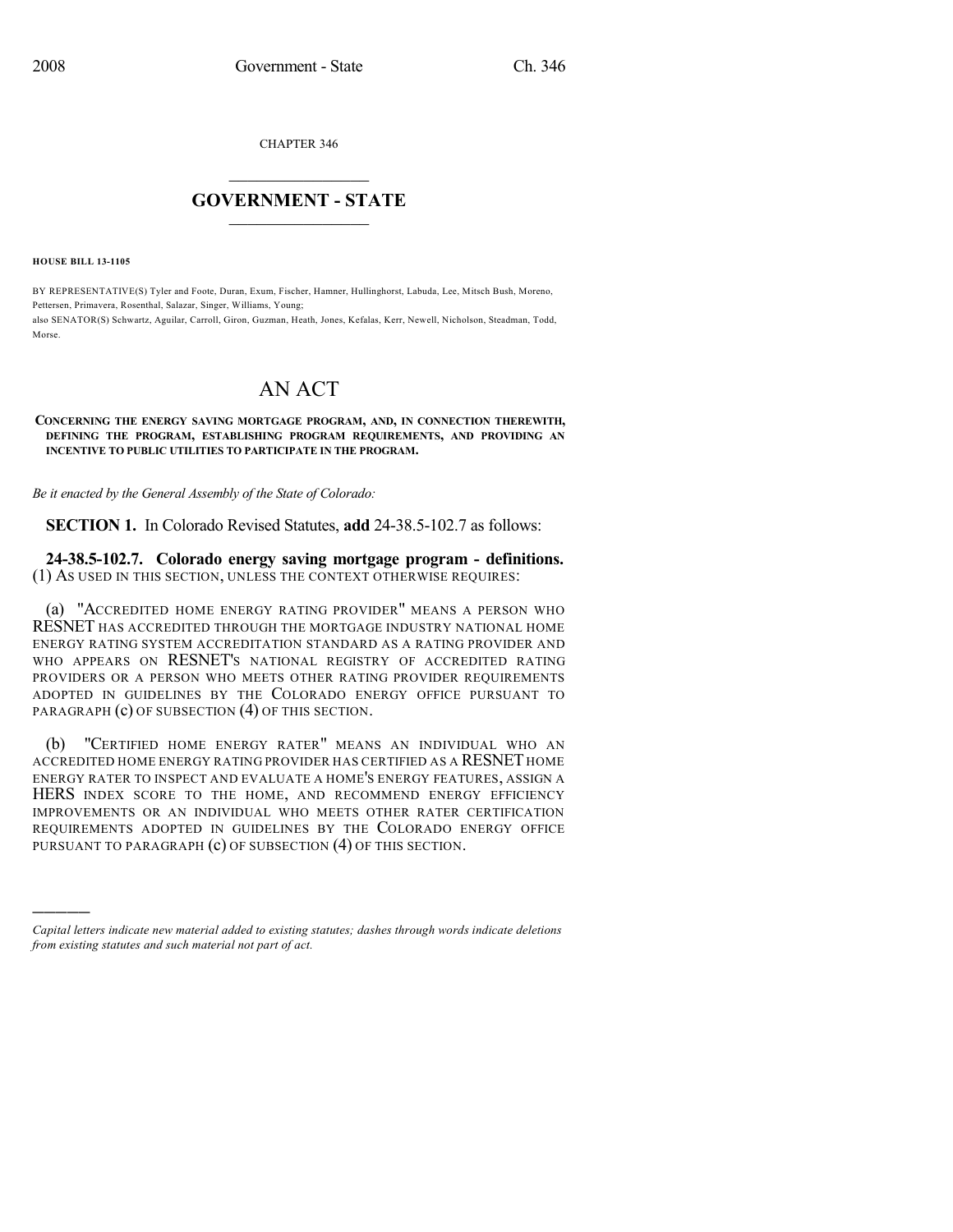CHAPTER 346

# GOVERNMENT - STATE

**HOUSE BILL 13-1105**

BY REPRESENTATIVE(S) Tyler and Foote, Duran, Exum, Fischer, Hamner, Hullinghorst, Labuda, Lee, Mitsch Bush, Moreno, Pettersen, Primavera, Rosenthal, Salazar, Singer, Williams, Young;
also SENATOR(S) Schwartz, Aguilar, Carroll, Giron, Guzman, Heath, Jones, Kefalas, Kerr, Newell, Nicholson, Steadman, Todd, Morse.

# AN ACT

**CONCERNING THE ENERGY SAVING MORTGAGE PROGRAM, AND, IN CONNECTION THEREWITH, DEFINING THE PROGRAM, ESTABLISHING PROGRAM REQUIREMENTS, AND PROVIDING AN INCENTIVE TO PUBLIC UTILITIES TO PARTICIPATE IN THE PROGRAM.**

*Be it enacted by the General Assembly of the State of Colorado:*

**SECTION 1.** In Colorado Revised Statutes, **add** 24-38.5-102.7 as follows:

**24-38.5-102.7. Colorado energy saving mortgage program - definitions.** (1) AS USED IN THIS SECTION, UNLESS THE CONTEXT OTHERWISE REQUIRES:

(a) "ACCREDITED HOME ENERGY RATING PROVIDER" MEANS A PERSON WHO RESNET HAS ACCREDITED THROUGH THE MORTGAGE INDUSTRY NATIONAL HOME ENERGY RATING SYSTEM ACCREDITATION STANDARD AS A RATING PROVIDER AND WHO APPEARS ON RESNET'S NATIONAL REGISTRY OF ACCREDITED RATING PROVIDERS OR A PERSON WHO MEETS OTHER RATING PROVIDER REQUIREMENTS ADOPTED IN GUIDELINES BY THE COLORADO ENERGY OFFICE PURSUANT TO PARAGRAPH (c) OF SUBSECTION (4) OF THIS SECTION.

(b) "CERTIFIED HOME ENERGY RATER" MEANS AN INDIVIDUAL WHO AN ACCREDITED HOME ENERGY RATING PROVIDER HAS CERTIFIED AS A RESNET HOME ENERGY RATER TO INSPECT AND EVALUATE A HOME'S ENERGY FEATURES, ASSIGN A HERS INDEX SCORE TO THE HOME, AND RECOMMEND ENERGY EFFICIENCY IMPROVEMENTS OR AN INDIVIDUAL WHO MEETS OTHER RATER CERTIFICATION REQUIREMENTS ADOPTED IN GUIDELINES BY THE COLORADO ENERGY OFFICE PURSUANT TO PARAGRAPH (c) OF SUBSECTION (4) OF THIS SECTION.

---

*Capital letters indicate new material added to existing statutes; dashes through words indicate deletions from existing statutes and such material not part of act.*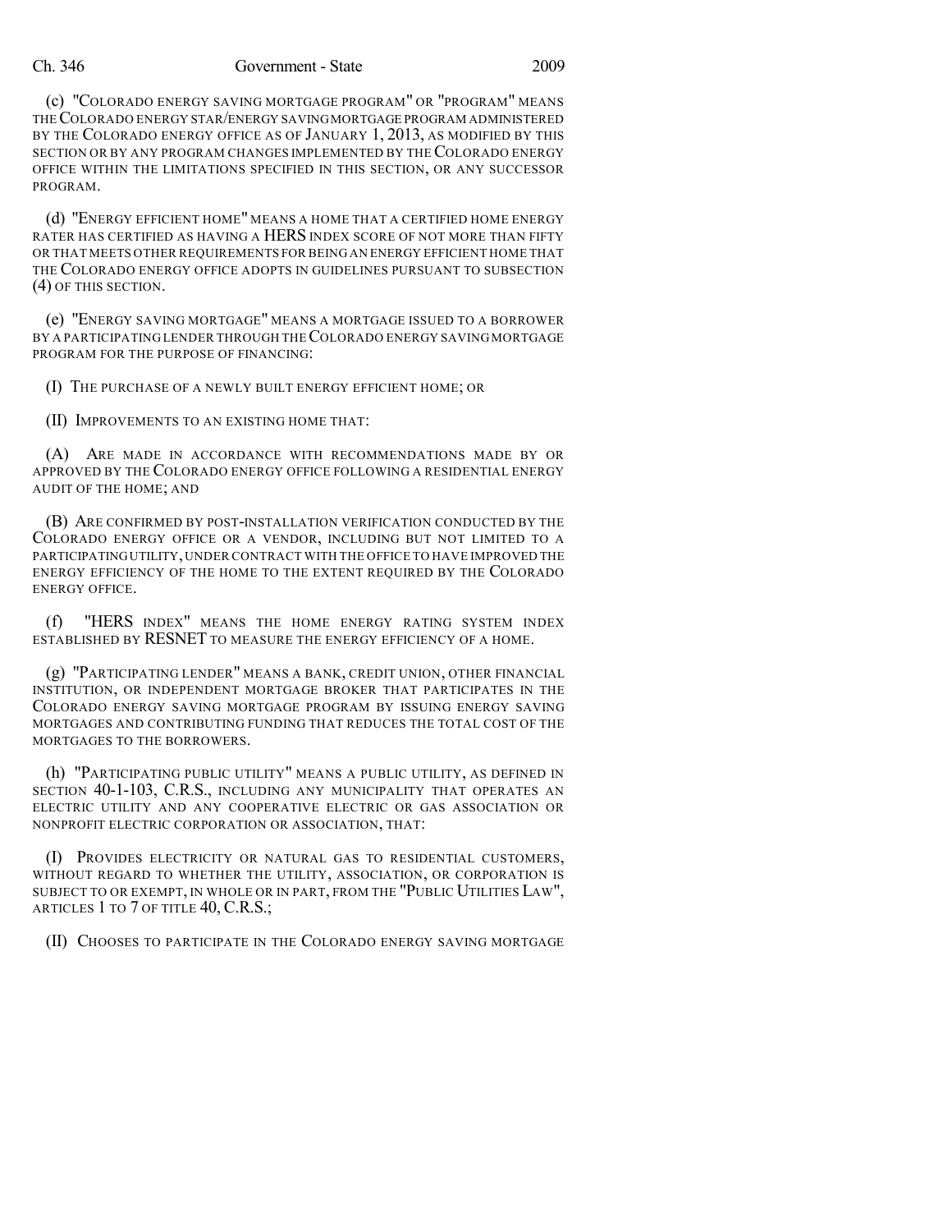(c) "COLORADO ENERGY SAVING MORTGAGE PROGRAM" OR "PROGRAM" MEANS THE COLORADO ENERGY STAR/ENERGY SAVING MORTGAGE PROGRAM ADMINISTERED BY THE COLORADO ENERGY OFFICE AS OF JANUARY 1, 2013, AS MODIFIED BY THIS SECTION OR BY ANY PROGRAM CHANGES IMPLEMENTED BY THE COLORADO ENERGY OFFICE WITHIN THE LIMITATIONS SPECIFIED IN THIS SECTION, OR ANY SUCCESSOR PROGRAM.

(d) "ENERGY EFFICIENT HOME" MEANS A HOME THAT A CERTIFIED HOME ENERGY RATER HAS CERTIFIED AS HAVING A HERS INDEX SCORE OF NOT MORE THAN FIFTY OR THAT MEETS OTHER REQUIREMENTS FOR BEING AN ENERGY EFFICIENT HOME THAT THE COLORADO ENERGY OFFICE ADOPTS IN GUIDELINES PURSUANT TO SUBSECTION (4) OF THIS SECTION.

(e) "ENERGY SAVING MORTGAGE" MEANS A MORTGAGE ISSUED TO A BORROWER BY A PARTICIPATING LENDER THROUGH THE COLORADO ENERGY SAVING MORTGAGE PROGRAM FOR THE PURPOSE OF FINANCING:

(I) THE PURCHASE OF A NEWLY BUILT ENERGY EFFICIENT HOME; OR

(II) IMPROVEMENTS TO AN EXISTING HOME THAT:

(A) ARE MADE IN ACCORDANCE WITH RECOMMENDATIONS MADE BY OR APPROVED BY THE COLORADO ENERGY OFFICE FOLLOWING A RESIDENTIAL ENERGY AUDIT OF THE HOME; AND

(B) ARE CONFIRMED BY POST-INSTALLATION VERIFICATION CONDUCTED BY THE COLORADO ENERGY OFFICE OR A VENDOR, INCLUDING BUT NOT LIMITED TO A PARTICIPATING UTILITY, UNDER CONTRACT WITH THE OFFICE TO HAVE IMPROVED THE ENERGY EFFICIENCY OF THE HOME TO THE EXTENT REQUIRED BY THE COLORADO ENERGY OFFICE.

(f) "HERS INDEX" MEANS THE HOME ENERGY RATING SYSTEM INDEX ESTABLISHED BY RESNET TO MEASURE THE ENERGY EFFICIENCY OF A HOME.

(g) "PARTICIPATING LENDER" MEANS A BANK, CREDIT UNION, OTHER FINANCIAL INSTITUTION, OR INDEPENDENT MORTGAGE BROKER THAT PARTICIPATES IN THE COLORADO ENERGY SAVING MORTGAGE PROGRAM BY ISSUING ENERGY SAVING MORTGAGES AND CONTRIBUTING FUNDING THAT REDUCES THE TOTAL COST OF THE MORTGAGES TO THE BORROWERS.

(h) "PARTICIPATING PUBLIC UTILITY" MEANS A PUBLIC UTILITY, AS DEFINED IN SECTION 40-1-103, C.R.S., INCLUDING ANY MUNICIPALITY THAT OPERATES AN ELECTRIC UTILITY AND ANY COOPERATIVE ELECTRIC OR GAS ASSOCIATION OR NONPROFIT ELECTRIC CORPORATION OR ASSOCIATION, THAT:

(I) PROVIDES ELECTRICITY OR NATURAL GAS TO RESIDENTIAL CUSTOMERS, WITHOUT REGARD TO WHETHER THE UTILITY, ASSOCIATION, OR CORPORATION IS SUBJECT TO OR EXEMPT, IN WHOLE OR IN PART, FROM THE "PUBLIC UTILITIES LAW", ARTICLES 1 TO 7 OF TITLE 40, C.R.S.;

(II) CHOOSES TO PARTICIPATE IN THE COLORADO ENERGY SAVING MORTGAGE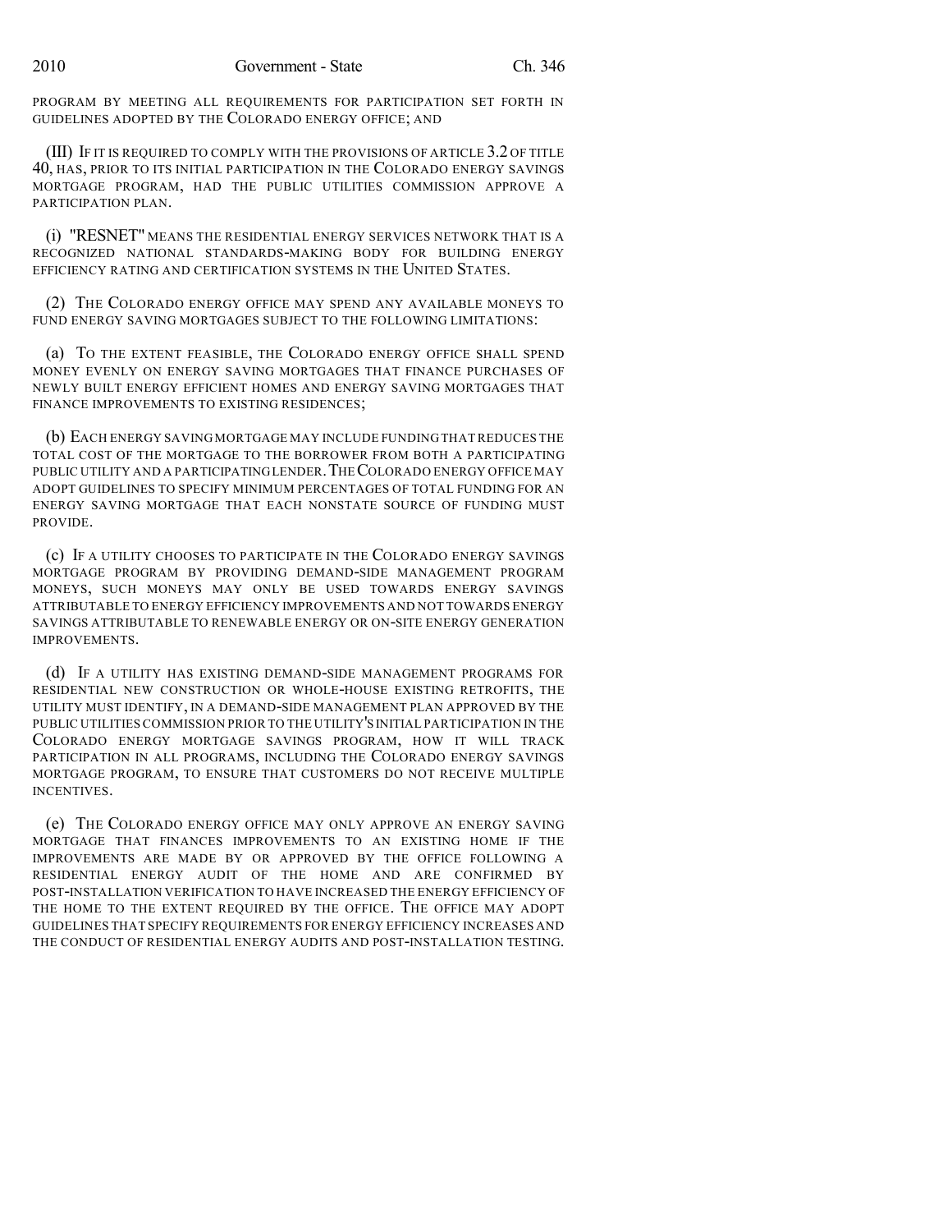PROGRAM BY MEETING ALL REQUIREMENTS FOR PARTICIPATION SET FORTH IN GUIDELINES ADOPTED BY THE COLORADO ENERGY OFFICE; AND

(III) IF IT IS REQUIRED TO COMPLY WITH THE PROVISIONS OF ARTICLE 3.2 OF TITLE 40, HAS, PRIOR TO ITS INITIAL PARTICIPATION IN THE COLORADO ENERGY SAVINGS MORTGAGE PROGRAM, HAD THE PUBLIC UTILITIES COMMISSION APPROVE A PARTICIPATION PLAN.

(i) "RESNET" MEANS THE RESIDENTIAL ENERGY SERVICES NETWORK THAT IS A RECOGNIZED NATIONAL STANDARDS-MAKING BODY FOR BUILDING ENERGY EFFICIENCY RATING AND CERTIFICATION SYSTEMS IN THE UNITED STATES.

(2) THE COLORADO ENERGY OFFICE MAY SPEND ANY AVAILABLE MONEYS TO FUND ENERGY SAVING MORTGAGES SUBJECT TO THE FOLLOWING LIMITATIONS:

(a) TO THE EXTENT FEASIBLE, THE COLORADO ENERGY OFFICE SHALL SPEND MONEY EVENLY ON ENERGY SAVING MORTGAGES THAT FINANCE PURCHASES OF NEWLY BUILT ENERGY EFFICIENT HOMES AND ENERGY SAVING MORTGAGES THAT FINANCE IMPROVEMENTS TO EXISTING RESIDENCES;

(b) EACH ENERGY SAVING MORTGAGE MAY INCLUDE FUNDING THAT REDUCES THE TOTAL COST OF THE MORTGAGE TO THE BORROWER FROM BOTH A PARTICIPATING PUBLIC UTILITY AND A PARTICIPATING LENDER. THE COLORADO ENERGY OFFICE MAY ADOPT GUIDELINES TO SPECIFY MINIMUM PERCENTAGES OF TOTAL FUNDING FOR AN ENERGY SAVING MORTGAGE THAT EACH NONSTATE SOURCE OF FUNDING MUST PROVIDE.

(c) IF A UTILITY CHOOSES TO PARTICIPATE IN THE COLORADO ENERGY SAVINGS MORTGAGE PROGRAM BY PROVIDING DEMAND-SIDE MANAGEMENT PROGRAM MONEYS, SUCH MONEYS MAY ONLY BE USED TOWARDS ENERGY SAVINGS ATTRIBUTABLE TO ENERGY EFFICIENCY IMPROVEMENTS AND NOT TOWARDS ENERGY SAVINGS ATTRIBUTABLE TO RENEWABLE ENERGY OR ON-SITE ENERGY GENERATION IMPROVEMENTS.

(d) IF A UTILITY HAS EXISTING DEMAND-SIDE MANAGEMENT PROGRAMS FOR RESIDENTIAL NEW CONSTRUCTION OR WHOLE-HOUSE EXISTING RETROFITS, THE UTILITY MUST IDENTIFY, IN A DEMAND-SIDE MANAGEMENT PLAN APPROVED BY THE PUBLIC UTILITIES COMMISSION PRIOR TO THE UTILITY'S INITIAL PARTICIPATION IN THE COLORADO ENERGY MORTGAGE SAVINGS PROGRAM, HOW IT WILL TRACK PARTICIPATION IN ALL PROGRAMS, INCLUDING THE COLORADO ENERGY SAVINGS MORTGAGE PROGRAM, TO ENSURE THAT CUSTOMERS DO NOT RECEIVE MULTIPLE INCENTIVES.

(e) THE COLORADO ENERGY OFFICE MAY ONLY APPROVE AN ENERGY SAVING MORTGAGE THAT FINANCES IMPROVEMENTS TO AN EXISTING HOME IF THE IMPROVEMENTS ARE MADE BY OR APPROVED BY THE OFFICE FOLLOWING A RESIDENTIAL ENERGY AUDIT OF THE HOME AND ARE CONFIRMED BY POST-INSTALLATION VERIFICATION TO HAVE INCREASED THE ENERGY EFFICIENCY OF THE HOME TO THE EXTENT REQUIRED BY THE OFFICE. THE OFFICE MAY ADOPT GUIDELINES THAT SPECIFY REQUIREMENTS FOR ENERGY EFFICIENCY INCREASES AND THE CONDUCT OF RESIDENTIAL ENERGY AUDITS AND POST-INSTALLATION TESTING.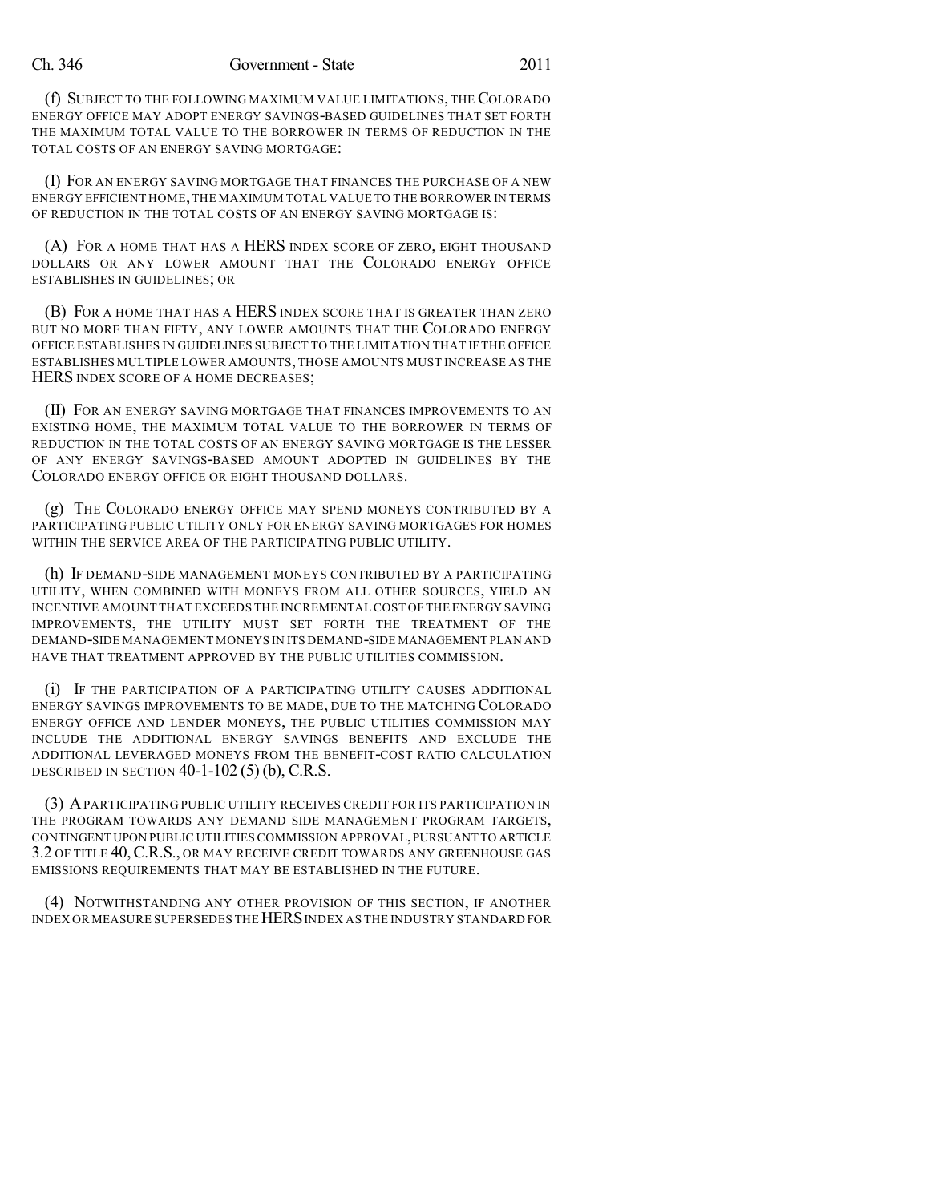(f) SUBJECT TO THE FOLLOWING MAXIMUM VALUE LIMITATIONS, THE COLORADO ENERGY OFFICE MAY ADOPT ENERGY SAVINGS-BASED GUIDELINES THAT SET FORTH THE MAXIMUM TOTAL VALUE TO THE BORROWER IN TERMS OF REDUCTION IN THE TOTAL COSTS OF AN ENERGY SAVING MORTGAGE:

(I) FOR AN ENERGY SAVING MORTGAGE THAT FINANCES THE PURCHASE OF A NEW ENERGY EFFICIENT HOME, THE MAXIMUM TOTAL VALUE TO THE BORROWER IN TERMS OF REDUCTION IN THE TOTAL COSTS OF AN ENERGY SAVING MORTGAGE IS:

(A) FOR A HOME THAT HAS A HERS INDEX SCORE OF ZERO, EIGHT THOUSAND DOLLARS OR ANY LOWER AMOUNT THAT THE COLORADO ENERGY OFFICE ESTABLISHES IN GUIDELINES; OR

(B) FOR A HOME THAT HAS A HERS INDEX SCORE THAT IS GREATER THAN ZERO BUT NO MORE THAN FIFTY, ANY LOWER AMOUNTS THAT THE COLORADO ENERGY OFFICE ESTABLISHES IN GUIDELINES SUBJECT TO THE LIMITATION THAT IF THE OFFICE ESTABLISHES MULTIPLE LOWER AMOUNTS, THOSE AMOUNTS MUST INCREASE AS THE HERS INDEX SCORE OF A HOME DECREASES;

(II) FOR AN ENERGY SAVING MORTGAGE THAT FINANCES IMPROVEMENTS TO AN EXISTING HOME, THE MAXIMUM TOTAL VALUE TO THE BORROWER IN TERMS OF REDUCTION IN THE TOTAL COSTS OF AN ENERGY SAVING MORTGAGE IS THE LESSER OF ANY ENERGY SAVINGS-BASED AMOUNT ADOPTED IN GUIDELINES BY THE COLORADO ENERGY OFFICE OR EIGHT THOUSAND DOLLARS.

(g) THE COLORADO ENERGY OFFICE MAY SPEND MONEYS CONTRIBUTED BY A PARTICIPATING PUBLIC UTILITY ONLY FOR ENERGY SAVING MORTGAGES FOR HOMES WITHIN THE SERVICE AREA OF THE PARTICIPATING PUBLIC UTILITY.

(h) IF DEMAND-SIDE MANAGEMENT MONEYS CONTRIBUTED BY A PARTICIPATING UTILITY, WHEN COMBINED WITH MONEYS FROM ALL OTHER SOURCES, YIELD AN INCENTIVE AMOUNT THAT EXCEEDS THE INCREMENTAL COST OF THE ENERGY SAVING IMPROVEMENTS, THE UTILITY MUST SET FORTH THE TREATMENT OF THE DEMAND-SIDE MANAGEMENT MONEYS IN ITS DEMAND-SIDE MANAGEMENT PLAN AND HAVE THAT TREATMENT APPROVED BY THE PUBLIC UTILITIES COMMISSION.

(i) IF THE PARTICIPATION OF A PARTICIPATING UTILITY CAUSES ADDITIONAL ENERGY SAVINGS IMPROVEMENTS TO BE MADE, DUE TO THE MATCHING COLORADO ENERGY OFFICE AND LENDER MONEYS, THE PUBLIC UTILITIES COMMISSION MAY INCLUDE THE ADDITIONAL ENERGY SAVINGS BENEFITS AND EXCLUDE THE ADDITIONAL LEVERAGED MONEYS FROM THE BENEFIT-COST RATIO CALCULATION DESCRIBED IN SECTION 40-1-102 (5) (b), C.R.S.

(3) A PARTICIPATING PUBLIC UTILITY RECEIVES CREDIT FOR ITS PARTICIPATION IN THE PROGRAM TOWARDS ANY DEMAND SIDE MANAGEMENT PROGRAM TARGETS, CONTINGENT UPON PUBLIC UTILITIES COMMISSION APPROVAL, PURSUANT TO ARTICLE 3.2 OF TITLE 40, C.R.S., OR MAY RECEIVE CREDIT TOWARDS ANY GREENHOUSE GAS EMISSIONS REQUIREMENTS THAT MAY BE ESTABLISHED IN THE FUTURE.

(4) NOTWITHSTANDING ANY OTHER PROVISION OF THIS SECTION, IF ANOTHER INDEX OR MEASURE SUPERSEDES THE HERS INDEX AS THE INDUSTRY STANDARD FOR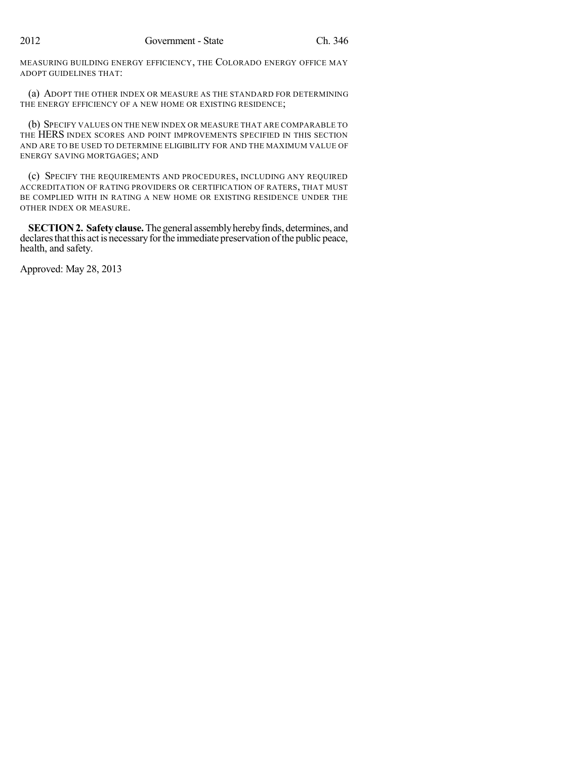MEASURING BUILDING ENERGY EFFICIENCY, THE COLORADO ENERGY OFFICE MAY ADOPT GUIDELINES THAT:

(a) ADOPT THE OTHER INDEX OR MEASURE AS THE STANDARD FOR DETERMINING THE ENERGY EFFICIENCY OF A NEW HOME OR EXISTING RESIDENCE;

(b) SPECIFY VALUES ON THE NEW INDEX OR MEASURE THAT ARE COMPARABLE TO THE HERS INDEX SCORES AND POINT IMPROVEMENTS SPECIFIED IN THIS SECTION AND ARE TO BE USED TO DETERMINE ELIGIBILITY FOR AND THE MAXIMUM VALUE OF ENERGY SAVING MORTGAGES; AND

(c) SPECIFY THE REQUIREMENTS AND PROCEDURES, INCLUDING ANY REQUIRED ACCREDITATION OF RATING PROVIDERS OR CERTIFICATION OF RATERS, THAT MUST BE COMPLIED WITH IN RATING A NEW HOME OR EXISTING RESIDENCE UNDER THE OTHER INDEX OR MEASURE.

**SECTION 2. Safety clause.** The general assembly hereby finds, determines, and declares that this act is necessary for the immediate preservation of the public peace, health, and safety.

Approved: May 28, 2013